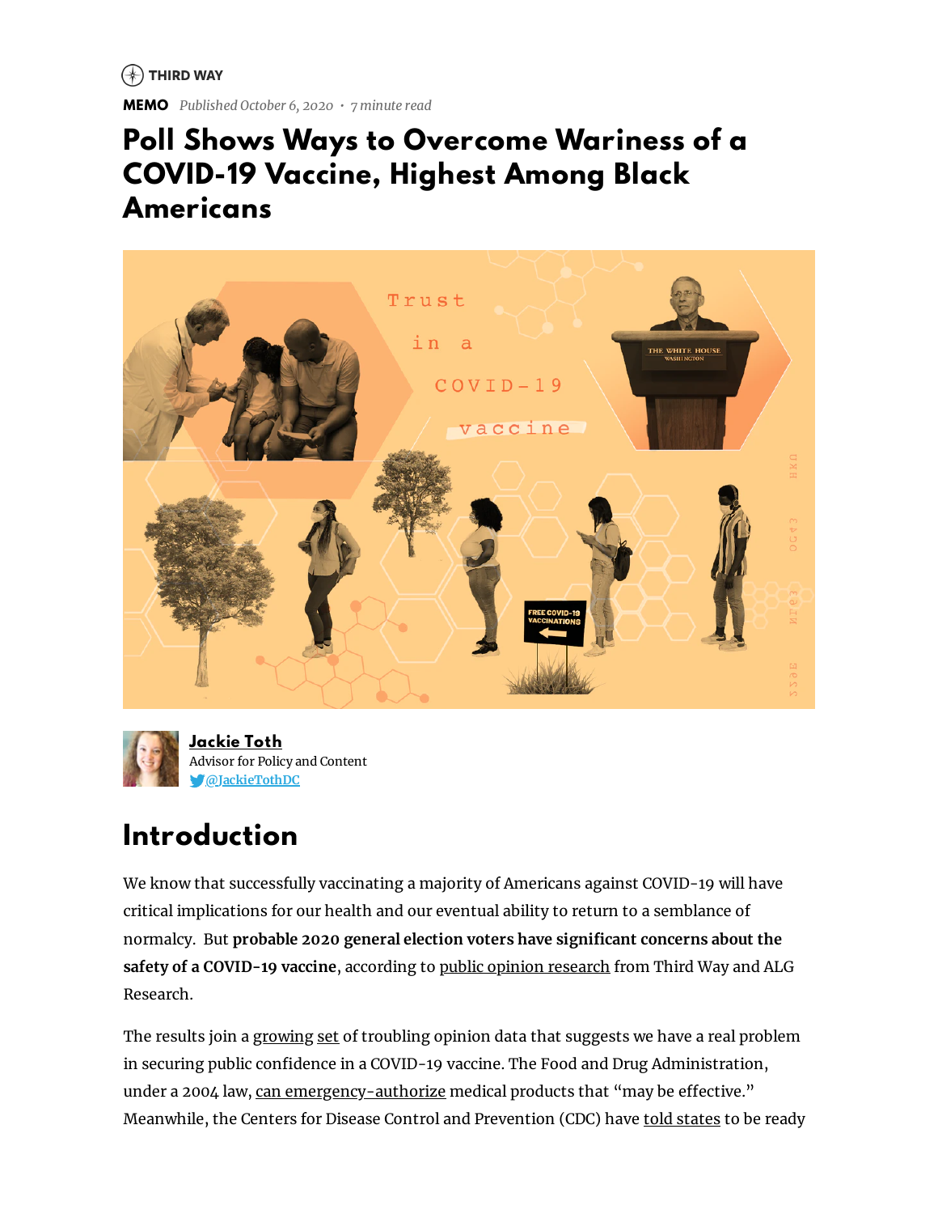THIRD WAY

**MEMO** *Published October 6, 2020 • 7 minute read*

# Poll Shows Ways to Overcome Wariness of a COVID-19 Vaccine, Highest Among Black Americans

**Jackie Toth**
Advisor for Policy and Content
@JackieTothDC

## Introduction

We know that successfully vaccinating a majority of Americans against COVID-19 will have critical implications for our health and our eventual ability to return to a semblance of normalcy. But **probable 2020 general election voters have significant concerns about the safety of a COVID-19 vaccine**, according to public opinion research from Third Way and ALG Research.

The results join a growing set of troubling opinion data that suggests we have a real problem in securing public confidence in a COVID-19 vaccine. The Food and Drug Administration, under a 2004 law, can emergency-authorize medical products that "may be effective." Meanwhile, the Centers for Disease Control and Prevention (CDC) have told states to be ready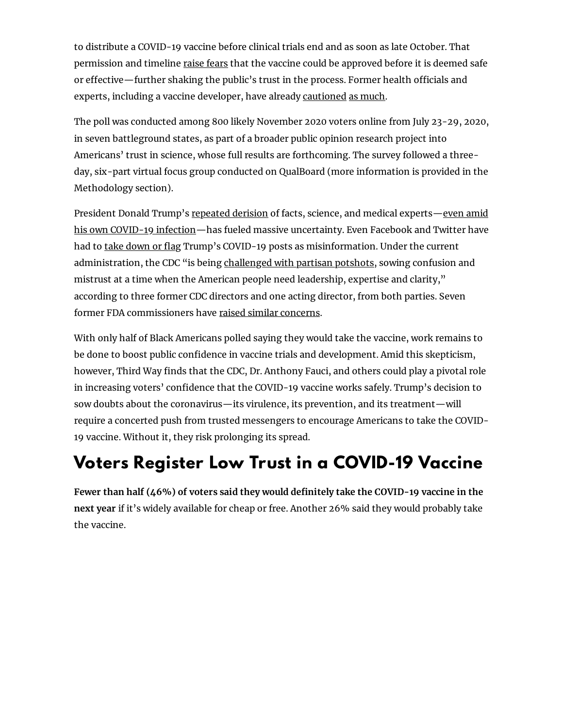to distribute a COVID-19 vaccine before clinical trials end and as soon as late October. That permission and timeline raise fears that the vaccine could be approved before it is deemed safe or effective—further shaking the public's trust in the process. Former health officials and experts, including a vaccine developer, have already cautioned as much.

The poll was conducted among 800 likely November 2020 voters online from July 23-29, 2020, in seven battleground states, as part of a broader public opinion research project into Americans' trust in science, whose full results are forthcoming. The survey followed a three-day, six-part virtual focus group conducted on QualBoard (more information is provided in the Methodology section).

President Donald Trump's repeated derision of facts, science, and medical experts—even amid his own COVID-19 infection—has fueled massive uncertainty. Even Facebook and Twitter have had to take down or flag Trump's COVID-19 posts as misinformation. Under the current administration, the CDC "is being challenged with partisan potshots, sowing confusion and mistrust at a time when the American people need leadership, expertise and clarity," according to three former CDC directors and one acting director, from both parties. Seven former FDA commissioners have raised similar concerns.

With only half of Black Americans polled saying they would take the vaccine, work remains to be done to boost public confidence in vaccine trials and development. Amid this skepticism, however, Third Way finds that the CDC, Dr. Anthony Fauci, and others could play a pivotal role in increasing voters' confidence that the COVID-19 vaccine works safely. Trump's decision to sow doubts about the coronavirus—its virulence, its prevention, and its treatment—will require a concerted push from trusted messengers to encourage Americans to take the COVID-19 vaccine. Without it, they risk prolonging its spread.

## Voters Register Low Trust in a COVID-19 Vaccine

**Fewer than half (46%) of voters said they would definitely take the COVID-19 vaccine in the next year** if it's widely available for cheap or free. Another 26% said they would probably take the vaccine.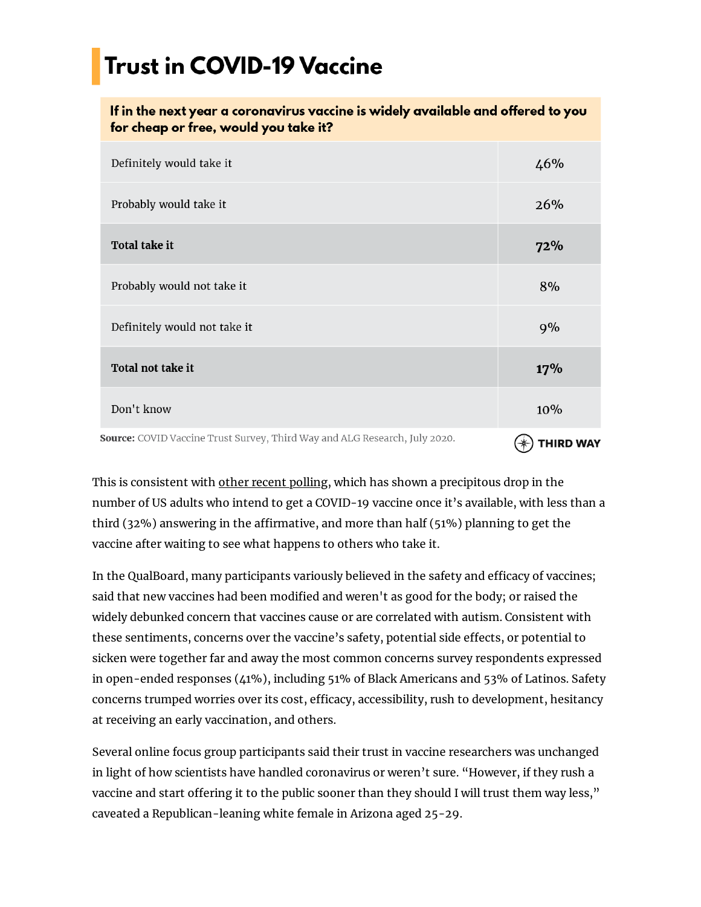## Trust in COVID-19 Vaccine

| If in the next year a coronavirus vaccine is widely available and offered to you for cheap or free, would you take it? | |
|---|---|
| Definitely would take it | 46% |
| Probably would take it | 26% |
| **Total take it** | **72%** |
| Probably would not take it | 8% |
| Definitely would not take it | 9% |
| **Total not take it** | **17%** |
| Don't know | 10% |

**Source:** COVID Vaccine Trust Survey, Third Way and ALG Research, July 2020.

THIRD WAY

This is consistent with other recent polling, which has shown a precipitous drop in the number of US adults who intend to get a COVID-19 vaccine once it's available, with less than a third (32%) answering in the affirmative, and more than half (51%) planning to get the vaccine after waiting to see what happens to others who take it.

In the QualBoard, many participants variously believed in the safety and efficacy of vaccines; said that new vaccines had been modified and weren't as good for the body; or raised the widely debunked concern that vaccines cause or are correlated with autism. Consistent with these sentiments, concerns over the vaccine's safety, potential side effects, or potential to sicken were together far and away the most common concerns survey respondents expressed in open-ended responses (41%), including 51% of Black Americans and 53% of Latinos. Safety concerns trumped worries over its cost, efficacy, accessibility, rush to development, hesitancy at receiving an early vaccination, and others.

Several online focus group participants said their trust in vaccine researchers was unchanged in light of how scientists have handled coronavirus or weren't sure. "However, if they rush a vaccine and start offering it to the public sooner than they should I will trust them way less," caveated a Republican-leaning white female in Arizona aged 25-29.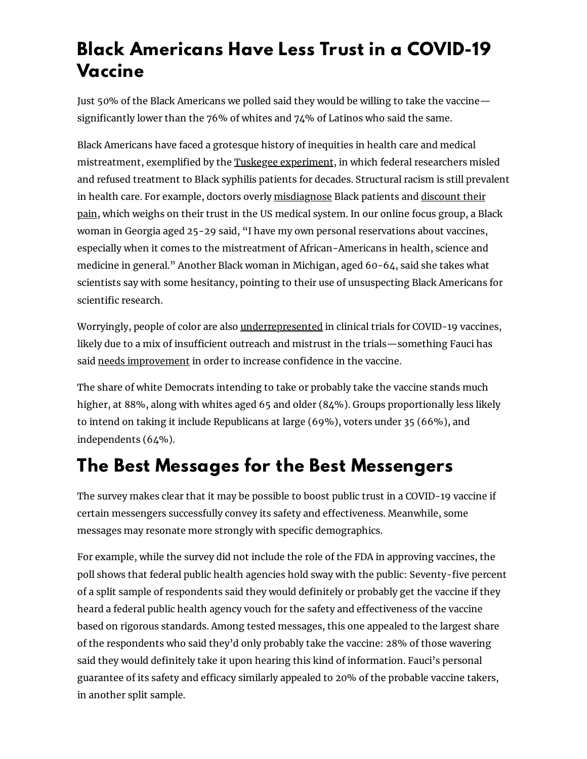## Black Americans Have Less Trust in a COVID-19 Vaccine

Just 50% of the Black Americans we polled said they would be willing to take the vaccine—significantly lower than the 76% of whites and 74% of Latinos who said the same.

Black Americans have faced a grotesque history of inequities in health care and medical mistreatment, exemplified by the Tuskegee experiment, in which federal researchers misled and refused treatment to Black syphilis patients for decades. Structural racism is still prevalent in health care. For example, doctors overly misdiagnose Black patients and discount their pain, which weighs on their trust in the US medical system. In our online focus group, a Black woman in Georgia aged 25-29 said, "I have my own personal reservations about vaccines, especially when it comes to the mistreatment of African-Americans in health, science and medicine in general." Another Black woman in Michigan, aged 60-64, said she takes what scientists say with some hesitancy, pointing to their use of unsuspecting Black Americans for scientific research.

Worryingly, people of color are also underrepresented in clinical trials for COVID-19 vaccines, likely due to a mix of insufficient outreach and mistrust in the trials—something Fauci has said needs improvement in order to increase confidence in the vaccine.

The share of white Democrats intending to take or probably take the vaccine stands much higher, at 88%, along with whites aged 65 and older (84%). Groups proportionally less likely to intend on taking it include Republicans at large (69%), voters under 35 (66%), and independents (64%).

## The Best Messages for the Best Messengers

The survey makes clear that it may be possible to boost public trust in a COVID-19 vaccine if certain messengers successfully convey its safety and effectiveness. Meanwhile, some messages may resonate more strongly with specific demographics.

For example, while the survey did not include the role of the FDA in approving vaccines, the poll shows that federal public health agencies hold sway with the public: Seventy-five percent of a split sample of respondents said they would definitely or probably get the vaccine if they heard a federal public health agency vouch for the safety and effectiveness of the vaccine based on rigorous standards. Among tested messages, this one appealed to the largest share of the respondents who said they'd only probably take the vaccine: 28% of those wavering said they would definitely take it upon hearing this kind of information. Fauci's personal guarantee of its safety and efficacy similarly appealed to 20% of the probable vaccine takers, in another split sample.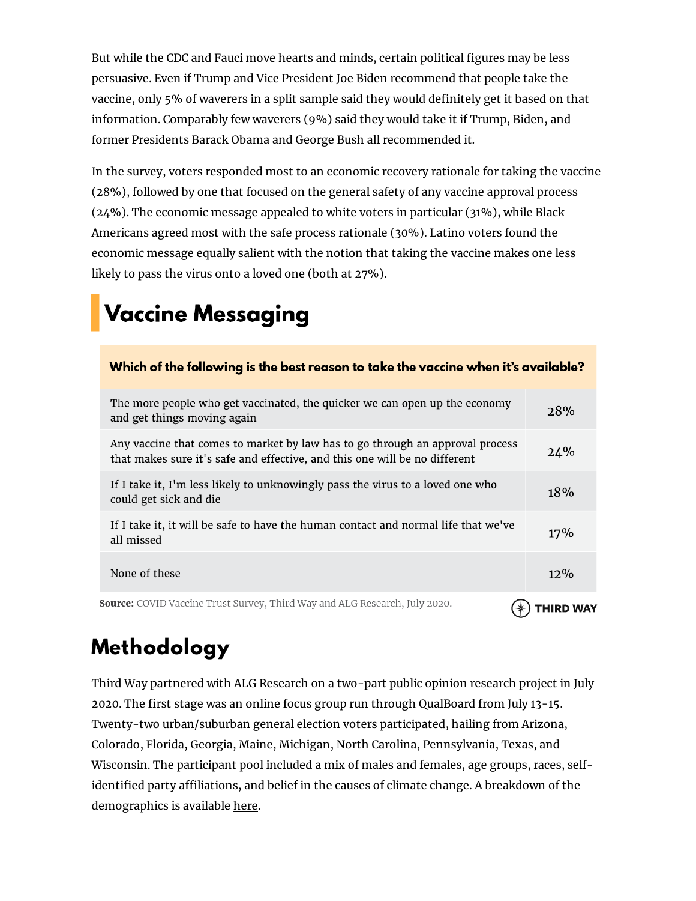But while the CDC and Fauci move hearts and minds, certain political figures may be less persuasive. Even if Trump and Vice President Joe Biden recommend that people take the vaccine, only 5% of waverers in a split sample said they would definitely get it based on that information. Comparably few waverers (9%) said they would take it if Trump, Biden, and former Presidents Barack Obama and George Bush all recommended it.

In the survey, voters responded most to an economic recovery rationale for taking the vaccine (28%), followed by one that focused on the general safety of any vaccine approval process (24%). The economic message appealed to white voters in particular (31%), while Black Americans agreed most with the safe process rationale (30%). Latino voters found the economic message equally salient with the notion that taking the vaccine makes one less likely to pass the virus onto a loved one (both at 27%).

## Vaccine Messaging

| Which of the following is the best reason to take the vaccine when it's available? | |
|---|---|
| The more people who get vaccinated, the quicker we can open up the economy and get things moving again | 28% |
| Any vaccine that comes to market by law has to go through an approval process that makes sure it's safe and effective, and this one will be no different | 24% |
| If I take it, I'm less likely to unknowingly pass the virus to a loved one who could get sick and die | 18% |
| If I take it, it will be safe to have the human contact and normal life that we've all missed | 17% |
| None of these | 12% |

**Source:** COVID Vaccine Trust Survey, Third Way and ALG Research, July 2020.

THIRD WAY

## Methodology

Third Way partnered with ALG Research on a two-part public opinion research project in July 2020. The first stage was an online focus group run through QualBoard from July 13-15. Twenty-two urban/suburban general election voters participated, hailing from Arizona, Colorado, Florida, Georgia, Maine, Michigan, North Carolina, Pennsylvania, Texas, and Wisconsin. The participant pool included a mix of males and females, age groups, races, self-identified party affiliations, and belief in the causes of climate change. A breakdown of the demographics is available here.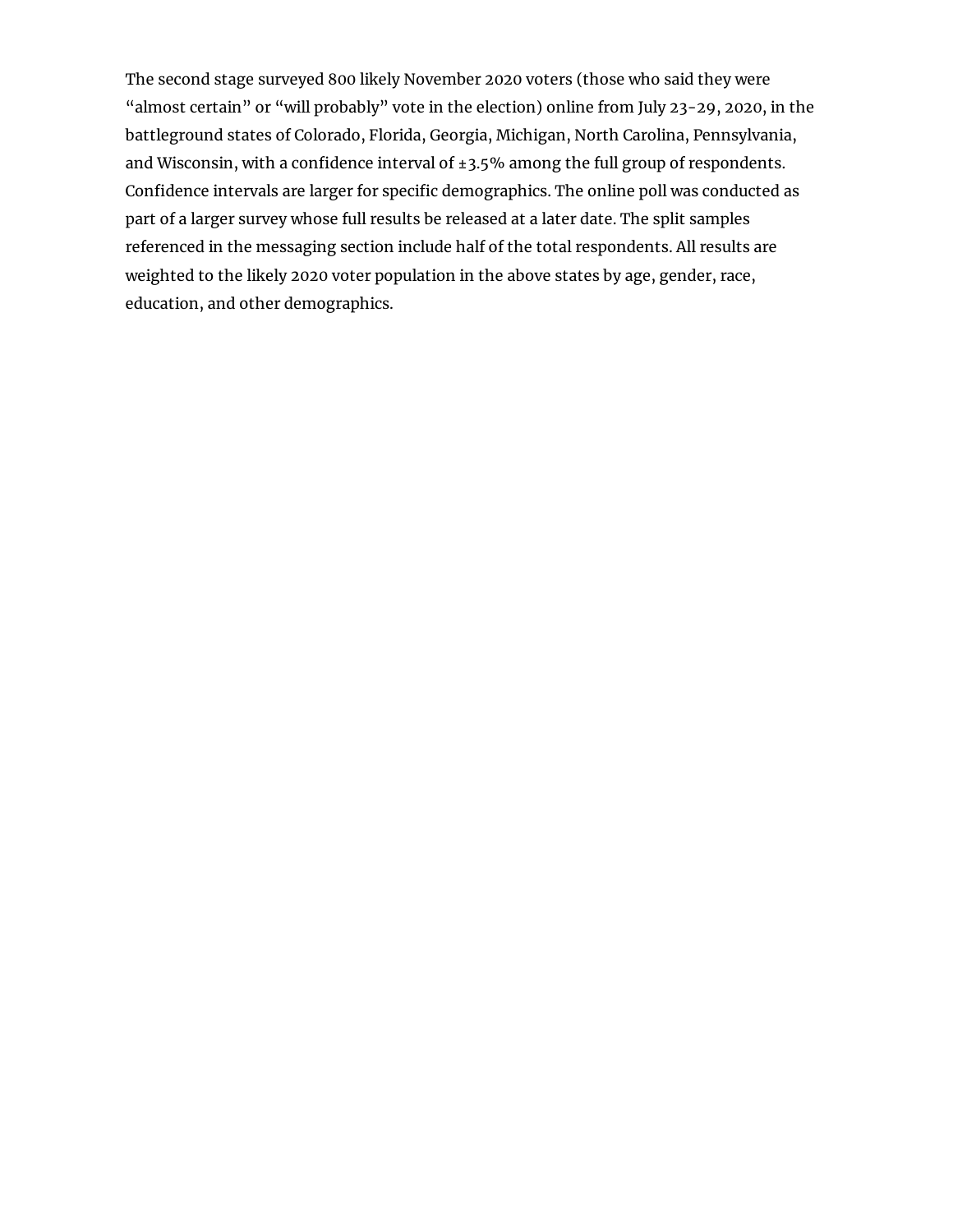The second stage surveyed 800 likely November 2020 voters (those who said they were “almost certain” or “will probably” vote in the election) online from July 23-29, 2020, in the battleground states of Colorado, Florida, Georgia, Michigan, North Carolina, Pennsylvania, and Wisconsin, with a confidence interval of ±3.5% among the full group of respondents. Confidence intervals are larger for specific demographics. The online poll was conducted as part of a larger survey whose full results be released at a later date. The split samples referenced in the messaging section include half of the total respondents. All results are weighted to the likely 2020 voter population in the above states by age, gender, race, education, and other demographics.